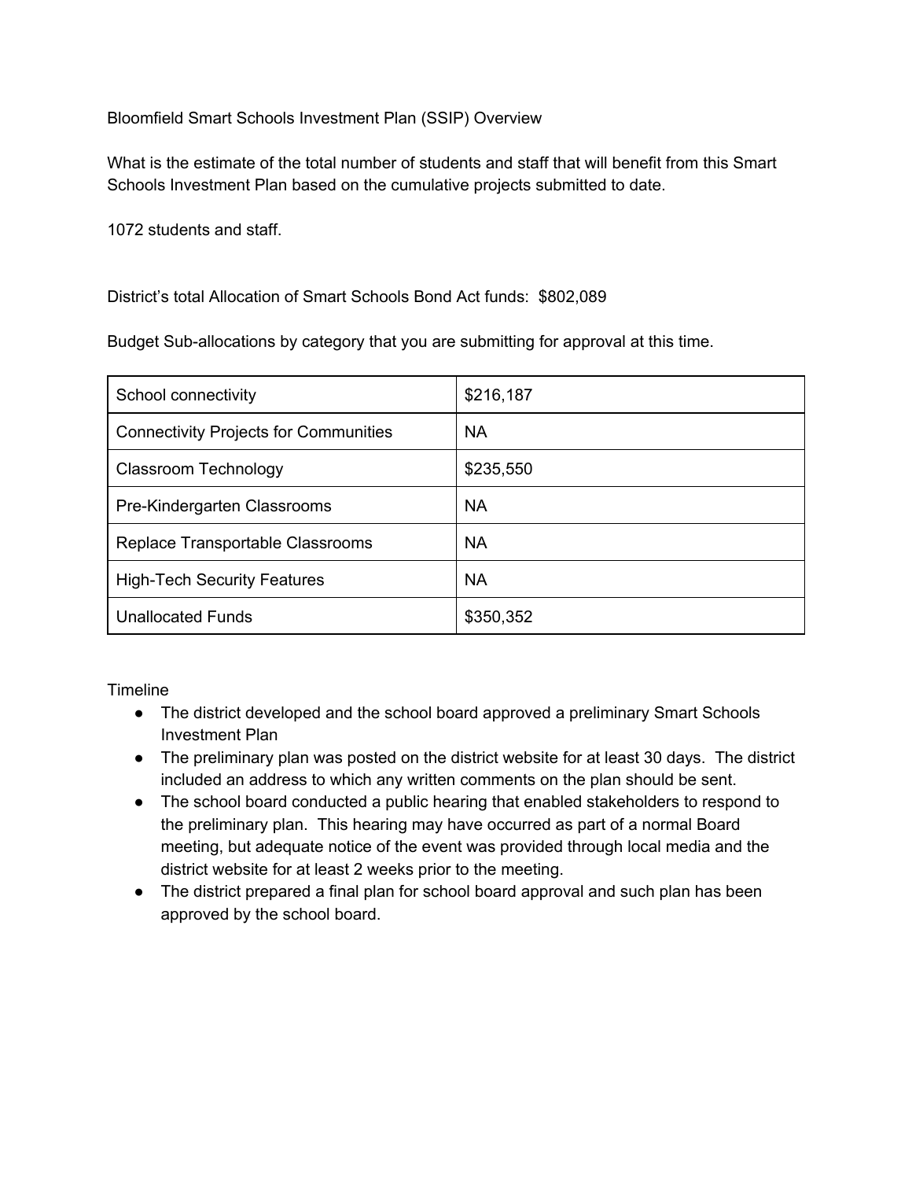Bloomfield Smart Schools Investment Plan (SSIP) Overview

What is the estimate of the total number of students and staff that will benefit from this Smart Schools Investment Plan based on the cumulative projects submitted to date.

1072 students and staff.

District's total Allocation of Smart Schools Bond Act funds: $802,089

Budget Sub-allocations by category that you are submitting for approval at this time.

| | |
|---|---|
| School connectivity | $216,187 |
| Connectivity Projects for Communities | NA |
| Classroom Technology | $235,550 |
| Pre-Kindergarten Classrooms | NA |
| Replace Transportable Classrooms | NA |
| High-Tech Security Features | NA |
| Unallocated Funds | $350,352 |

Timeline

- The district developed and the school board approved a preliminary Smart Schools Investment Plan
- The preliminary plan was posted on the district website for at least 30 days. The district included an address to which any written comments on the plan should be sent.
- The school board conducted a public hearing that enabled stakeholders to respond to the preliminary plan. This hearing may have occurred as part of a normal Board meeting, but adequate notice of the event was provided through local media and the district website for at least 2 weeks prior to the meeting.
- The district prepared a final plan for school board approval and such plan has been approved by the school board.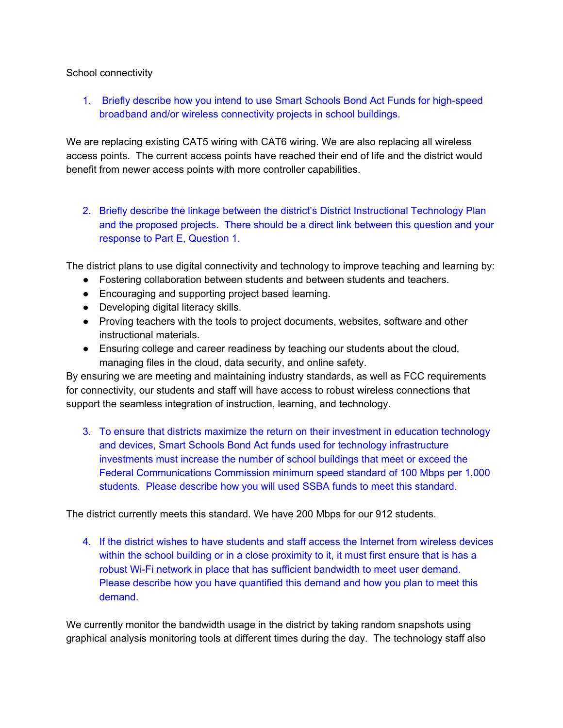School connectivity

1. Briefly describe how you intend to use Smart Schools Bond Act Funds for high-speed broadband and/or wireless connectivity projects in school buildings.

We are replacing existing CAT5 wiring with CAT6 wiring. We are also replacing all wireless access points. The current access points have reached their end of life and the district would benefit from newer access points with more controller capabilities.

2. Briefly describe the linkage between the district's District Instructional Technology Plan and the proposed projects. There should be a direct link between this question and your response to Part E, Question 1.

The district plans to use digital connectivity and technology to improve teaching and learning by:

- Fostering collaboration between students and between students and teachers.
- Encouraging and supporting project based learning.
- Developing digital literacy skills.
- Proving teachers with the tools to project documents, websites, software and other instructional materials.
- Ensuring college and career readiness by teaching our students about the cloud, managing files in the cloud, data security, and online safety.

By ensuring we are meeting and maintaining industry standards, as well as FCC requirements for connectivity, our students and staff will have access to robust wireless connections that support the seamless integration of instruction, learning, and technology.

3. To ensure that districts maximize the return on their investment in education technology and devices, Smart Schools Bond Act funds used for technology infrastructure investments must increase the number of school buildings that meet or exceed the Federal Communications Commission minimum speed standard of 100 Mbps per 1,000 students. Please describe how you will used SSBA funds to meet this standard.

The district currently meets this standard. We have 200 Mbps for our 912 students.

4. If the district wishes to have students and staff access the Internet from wireless devices within the school building or in a close proximity to it, it must first ensure that is has a robust Wi-Fi network in place that has sufficient bandwidth to meet user demand. Please describe how you have quantified this demand and how you plan to meet this demand.

We currently monitor the bandwidth usage in the district by taking random snapshots using graphical analysis monitoring tools at different times during the day. The technology staff also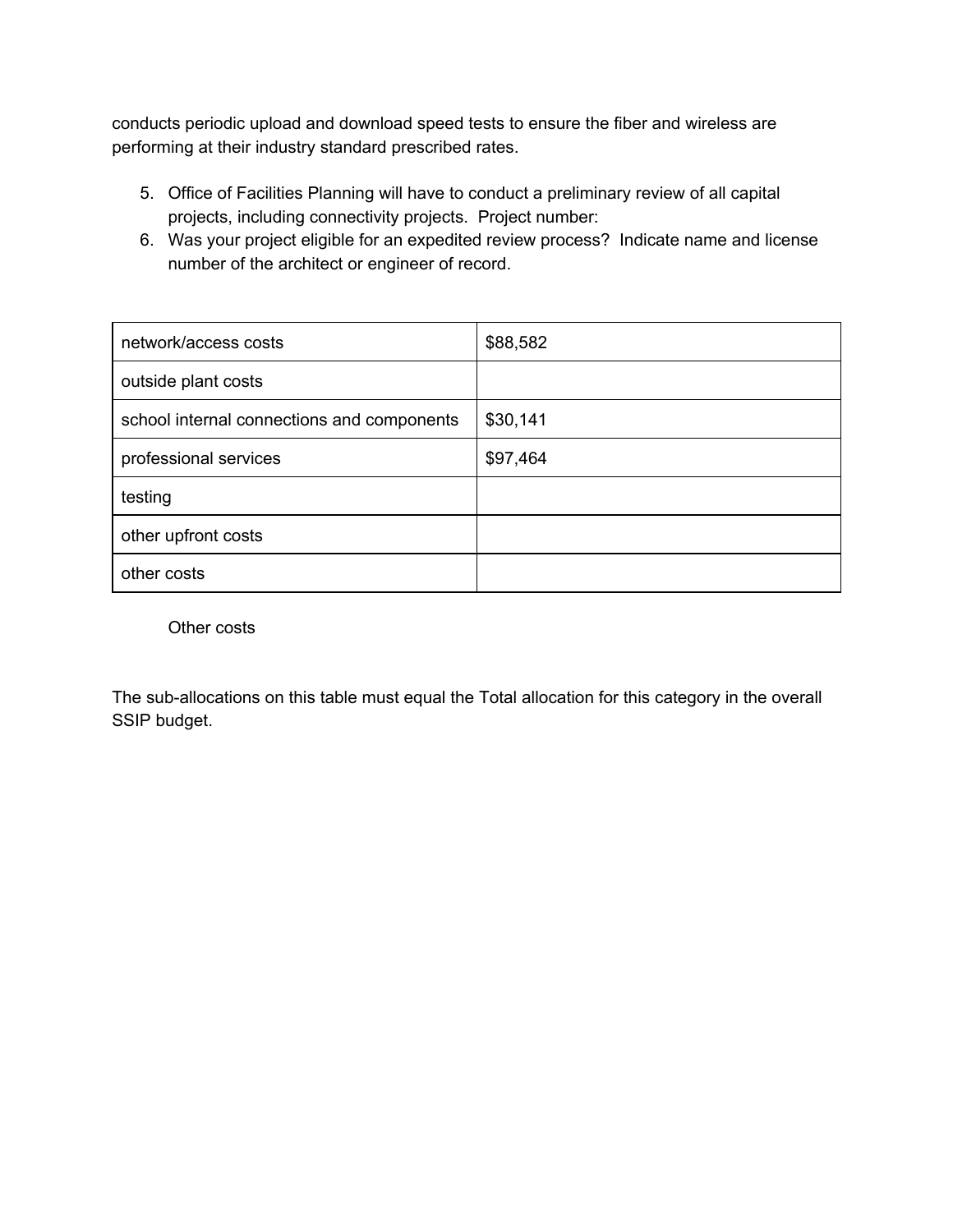conducts periodic upload and download speed tests to ensure the fiber and wireless are performing at their industry standard prescribed rates.

5. Office of Facilities Planning will have to conduct a preliminary review of all capital projects, including connectivity projects. Project number:
6. Was your project eligible for an expedited review process? Indicate name and license number of the architect or engineer of record.

| | |
|---|---|
| network/access costs | $88,582 |
| outside plant costs | |
| school internal connections and components | $30,141 |
| professional services | $97,464 |
| testing | |
| other upfront costs | |
| other costs | |

Other costs

The sub-allocations on this table must equal the Total allocation for this category in the overall SSIP budget.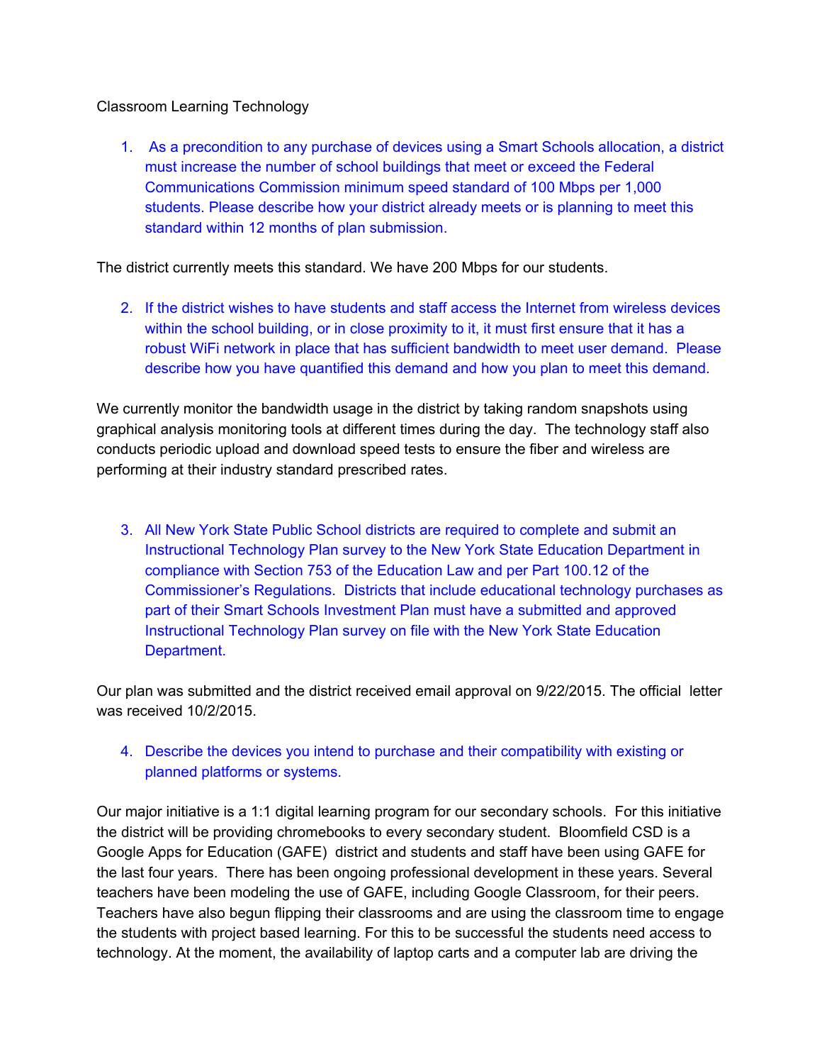Classroom Learning Technology

1. As a precondition to any purchase of devices using a Smart Schools allocation, a district must increase the number of school buildings that meet or exceed the Federal Communications Commission minimum speed standard of 100 Mbps per 1,000 students. Please describe how your district already meets or is planning to meet this standard within 12 months of plan submission.

The district currently meets this standard. We have 200 Mbps for our students.

2. If the district wishes to have students and staff access the Internet from wireless devices within the school building, or in close proximity to it, it must first ensure that it has a robust WiFi network in place that has sufficient bandwidth to meet user demand. Please describe how you have quantified this demand and how you plan to meet this demand.

We currently monitor the bandwidth usage in the district by taking random snapshots using graphical analysis monitoring tools at different times during the day. The technology staff also conducts periodic upload and download speed tests to ensure the fiber and wireless are performing at their industry standard prescribed rates.

3. All New York State Public School districts are required to complete and submit an Instructional Technology Plan survey to the New York State Education Department in compliance with Section 753 of the Education Law and per Part 100.12 of the Commissioner's Regulations. Districts that include educational technology purchases as part of their Smart Schools Investment Plan must have a submitted and approved Instructional Technology Plan survey on file with the New York State Education Department.

Our plan was submitted and the district received email approval on 9/22/2015. The official letter was received 10/2/2015.

4. Describe the devices you intend to purchase and their compatibility with existing or planned platforms or systems.

Our major initiative is a 1:1 digital learning program for our secondary schools. For this initiative the district will be providing chromebooks to every secondary student. Bloomfield CSD is a Google Apps for Education (GAFE) district and students and staff have been using GAFE for the last four years. There has been ongoing professional development in these years. Several teachers have been modeling the use of GAFE, including Google Classroom, for their peers. Teachers have also begun flipping their classrooms and are using the classroom time to engage the students with project based learning. For this to be successful the students need access to technology. At the moment, the availability of laptop carts and a computer lab are driving the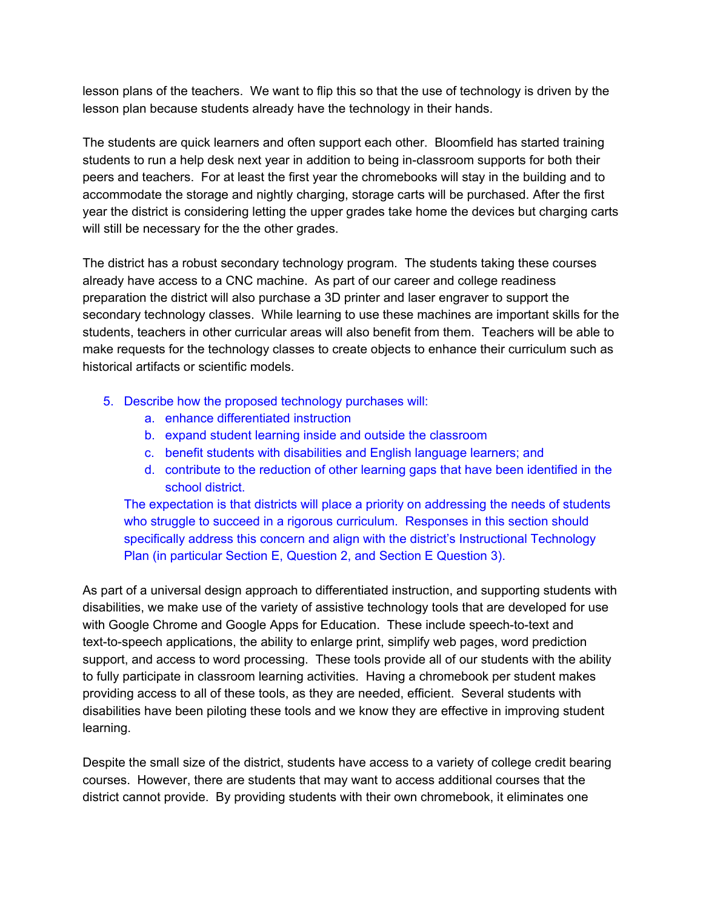lesson plans of the teachers. We want to flip this so that the use of technology is driven by the lesson plan because students already have the technology in their hands.

The students are quick learners and often support each other. Bloomfield has started training students to run a help desk next year in addition to being in-classroom supports for both their peers and teachers. For at least the first year the chromebooks will stay in the building and to accommodate the storage and nightly charging, storage carts will be purchased. After the first year the district is considering letting the upper grades take home the devices but charging carts will still be necessary for the the other grades.

The district has a robust secondary technology program. The students taking these courses already have access to a CNC machine. As part of our career and college readiness preparation the district will also purchase a 3D printer and laser engraver to support the secondary technology classes. While learning to use these machines are important skills for the students, teachers in other curricular areas will also benefit from them. Teachers will be able to make requests for the technology classes to create objects to enhance their curriculum such as historical artifacts or scientific models.

5. Describe how the proposed technology purchases will:
   a. enhance differentiated instruction
   b. expand student learning inside and outside the classroom
   c. benefit students with disabilities and English language learners; and
   d. contribute to the reduction of other learning gaps that have been identified in the school district.

   The expectation is that districts will place a priority on addressing the needs of students who struggle to succeed in a rigorous curriculum. Responses in this section should specifically address this concern and align with the district's Instructional Technology Plan (in particular Section E, Question 2, and Section E Question 3).

As part of a universal design approach to differentiated instruction, and supporting students with disabilities, we make use of the variety of assistive technology tools that are developed for use with Google Chrome and Google Apps for Education. These include speech-to-text and text-to-speech applications, the ability to enlarge print, simplify web pages, word prediction support, and access to word processing. These tools provide all of our students with the ability to fully participate in classroom learning activities. Having a chromebook per student makes providing access to all of these tools, as they are needed, efficient. Several students with disabilities have been piloting these tools and we know they are effective in improving student learning.

Despite the small size of the district, students have access to a variety of college credit bearing courses. However, there are students that may want to access additional courses that the district cannot provide. By providing students with their own chromebook, it eliminates one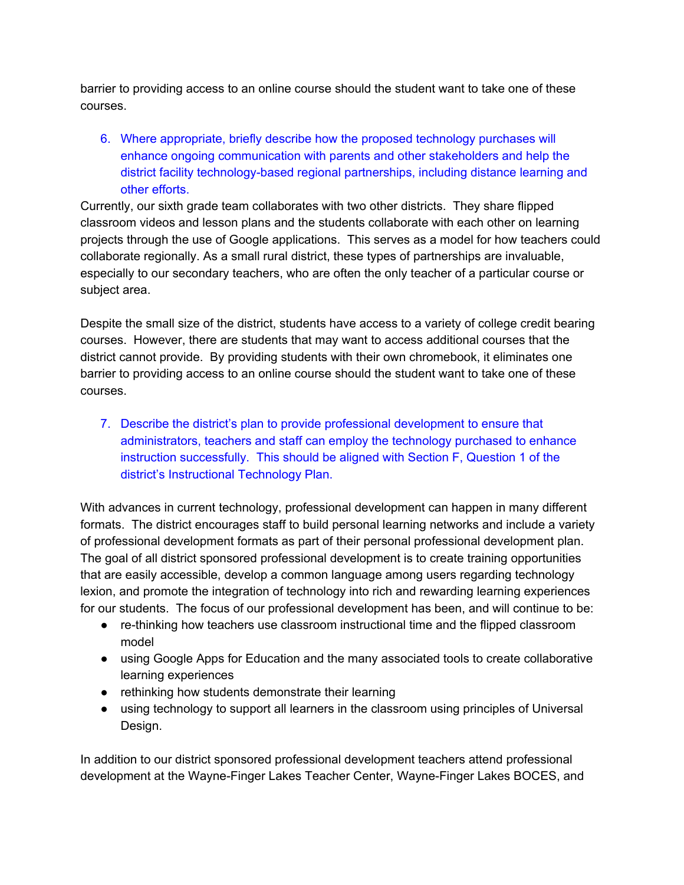barrier to providing access to an online course should the student want to take one of these courses.

6. Where appropriate, briefly describe how the proposed technology purchases will enhance ongoing communication with parents and other stakeholders and help the district facility technology-based regional partnerships, including distance learning and other efforts.

Currently, our sixth grade team collaborates with two other districts. They share flipped classroom videos and lesson plans and the students collaborate with each other on learning projects through the use of Google applications. This serves as a model for how teachers could collaborate regionally. As a small rural district, these types of partnerships are invaluable, especially to our secondary teachers, who are often the only teacher of a particular course or subject area.

Despite the small size of the district, students have access to a variety of college credit bearing courses. However, there are students that may want to access additional courses that the district cannot provide. By providing students with their own chromebook, it eliminates one barrier to providing access to an online course should the student want to take one of these courses.

7. Describe the district's plan to provide professional development to ensure that administrators, teachers and staff can employ the technology purchased to enhance instruction successfully. This should be aligned with Section F, Question 1 of the district's Instructional Technology Plan.

With advances in current technology, professional development can happen in many different formats. The district encourages staff to build personal learning networks and include a variety of professional development formats as part of their personal professional development plan. The goal of all district sponsored professional development is to create training opportunities that are easily accessible, develop a common language among users regarding technology lexion, and promote the integration of technology into rich and rewarding learning experiences for our students. The focus of our professional development has been, and will continue to be:

- re-thinking how teachers use classroom instructional time and the flipped classroom model
- using Google Apps for Education and the many associated tools to create collaborative learning experiences
- rethinking how students demonstrate their learning
- using technology to support all learners in the classroom using principles of Universal Design.

In addition to our district sponsored professional development teachers attend professional development at the Wayne-Finger Lakes Teacher Center, Wayne-Finger Lakes BOCES, and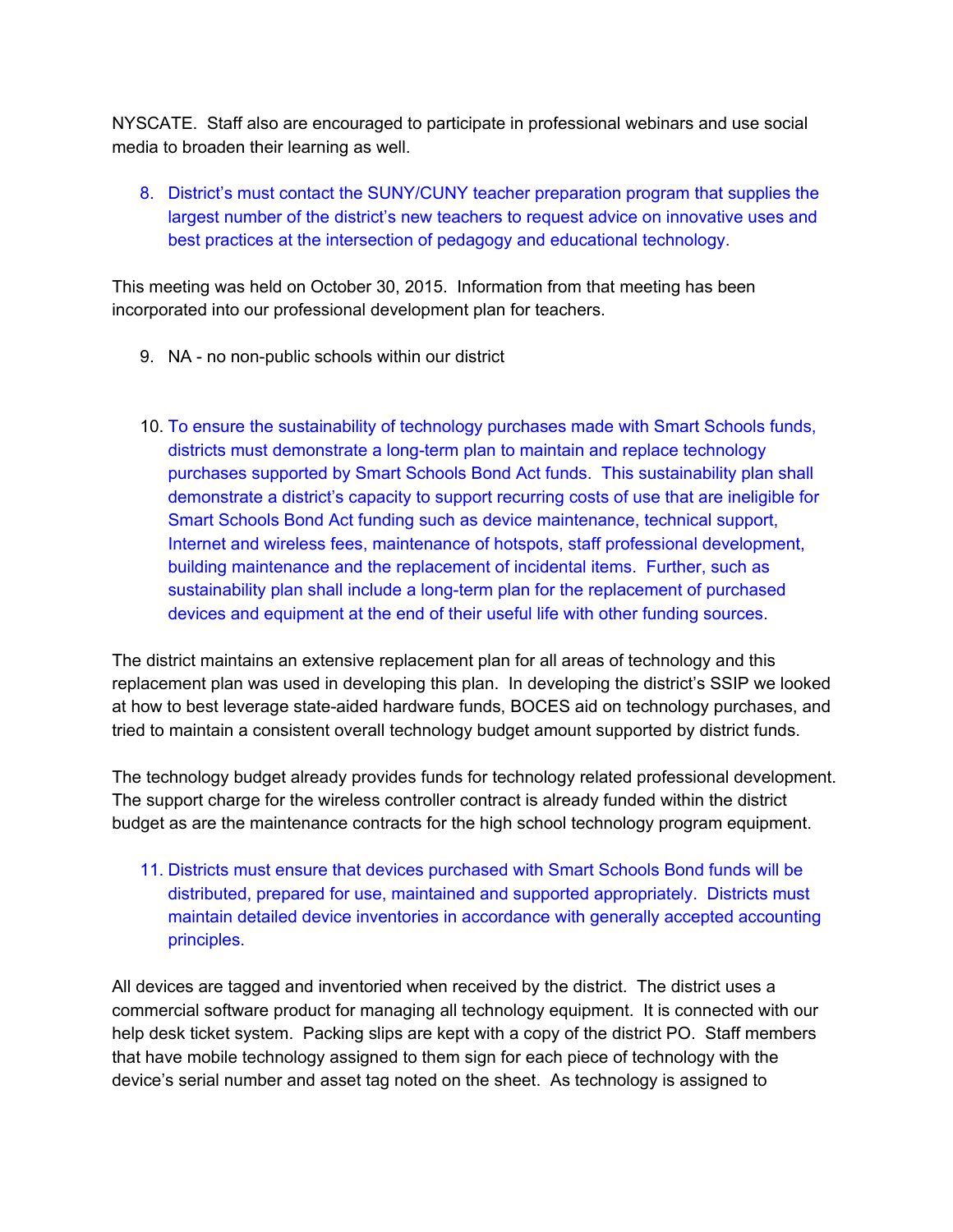NYSCATE. Staff also are encouraged to participate in professional webinars and use social media to broaden their learning as well.

8. District's must contact the SUNY/CUNY teacher preparation program that supplies the largest number of the district's new teachers to request advice on innovative uses and best practices at the intersection of pedagogy and educational technology.

This meeting was held on October 30, 2015. Information from that meeting has been incorporated into our professional development plan for teachers.

9. NA - no non-public schools within our district

10. To ensure the sustainability of technology purchases made with Smart Schools funds, districts must demonstrate a long-term plan to maintain and replace technology purchases supported by Smart Schools Bond Act funds. This sustainability plan shall demonstrate a district's capacity to support recurring costs of use that are ineligible for Smart Schools Bond Act funding such as device maintenance, technical support, Internet and wireless fees, maintenance of hotspots, staff professional development, building maintenance and the replacement of incidental items. Further, such as sustainability plan shall include a long-term plan for the replacement of purchased devices and equipment at the end of their useful life with other funding sources.

The district maintains an extensive replacement plan for all areas of technology and this replacement plan was used in developing this plan. In developing the district's SSIP we looked at how to best leverage state-aided hardware funds, BOCES aid on technology purchases, and tried to maintain a consistent overall technology budget amount supported by district funds.

The technology budget already provides funds for technology related professional development. The support charge for the wireless controller contract is already funded within the district budget as are the maintenance contracts for the high school technology program equipment.

11. Districts must ensure that devices purchased with Smart Schools Bond funds will be distributed, prepared for use, maintained and supported appropriately. Districts must maintain detailed device inventories in accordance with generally accepted accounting principles.

All devices are tagged and inventoried when received by the district. The district uses a commercial software product for managing all technology equipment. It is connected with our help desk ticket system. Packing slips are kept with a copy of the district PO. Staff members that have mobile technology assigned to them sign for each piece of technology with the device's serial number and asset tag noted on the sheet. As technology is assigned to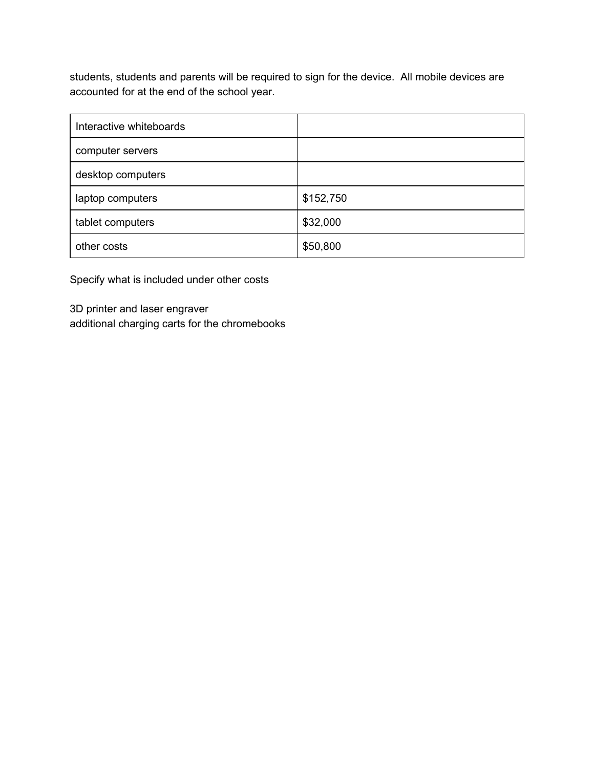students, students and parents will be required to sign for the device.  All mobile devices are accounted for at the end of the school year.

| | |
|---|---|
| Interactive whiteboards | |
| computer servers | |
| desktop computers | |
| laptop computers | $152,750 |
| tablet computers | $32,000 |
| other costs | $50,800 |

Specify what is included under other costs

3D printer and laser engraver
additional charging carts for the chromebooks